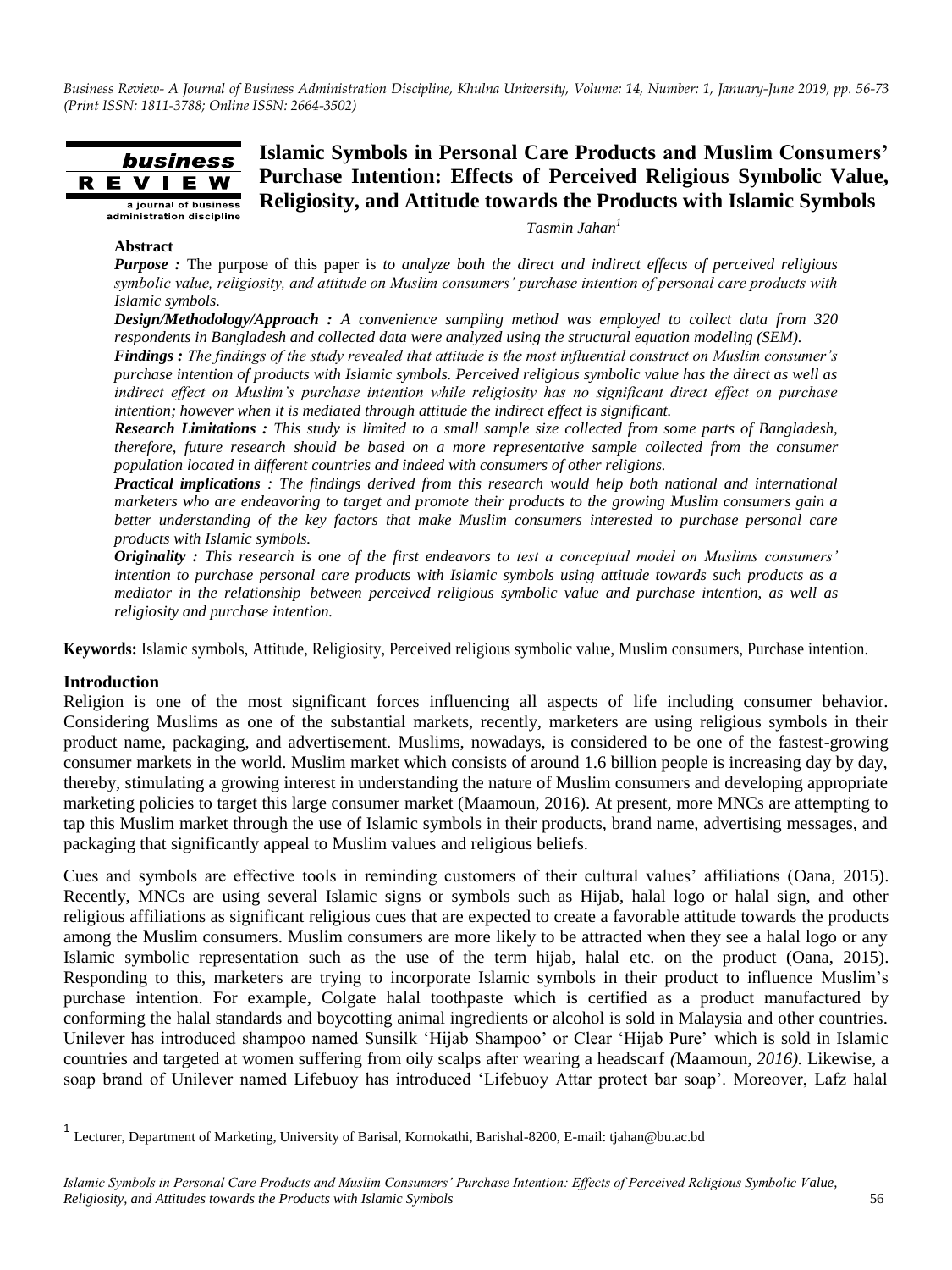# Islamic Symbols in Personal Care Products and Muslim Consumers' Purchase Intention: Effects of Perceived Religious Symbolic Value, Religiosity, and Attitude towards the Products with Islamic Symbols

*Tasmin Jahan*[1]

**Abstract**

***Purpose :*** The purpose of this paper is *to analyze both the direct and indirect effects of perceived religious symbolic value, religiosity, and attitude on Muslim consumers' purchase intention of personal care products with Islamic symbols.*

***Design/Methodology/Approach :*** *A convenience sampling method was employed to collect data from 320 respondents in Bangladesh and collected data were analyzed using the structural equation modeling (SEM).*

***Findings :*** *The findings of the study revealed that attitude is the most influential construct on Muslim consumer's purchase intention of products with Islamic symbols. Perceived religious symbolic value has the direct as well as indirect effect on Muslim's purchase intention while religiosity has no significant direct effect on purchase intention; however when it is mediated through attitude the indirect effect is significant.*

***Research Limitations :*** *This study is limited to a small sample size collected from some parts of Bangladesh, therefore, future research should be based on a more representative sample collected from the consumer population located in different countries and indeed with consumers of other religions.*

***Practical implications*** *: The findings derived from this research would help both national and international marketers who are endeavoring to target and promote their products to the growing Muslim consumers gain a better understanding of the key factors that make Muslim consumers interested to purchase personal care products with Islamic symbols.*

***Originality :*** *This research is one of the first endeavors to test a conceptual model on Muslims consumers' intention to purchase personal care products with Islamic symbols using attitude towards such products as a mediator in the relationship between perceived religious symbolic value and purchase intention, as well as religiosity and purchase intention.*

**Keywords:** Islamic symbols, Attitude, Religiosity, Perceived religious symbolic value, Muslim consumers, Purchase intention.

## Introduction

Religion is one of the most significant forces influencing all aspects of life including consumer behavior. Considering Muslims as one of the substantial markets, recently, marketers are using religious symbols in their product name, packaging, and advertisement. Muslims, nowadays, is considered to be one of the fastest-growing consumer markets in the world. Muslim market which consists of around 1.6 billion people is increasing day by day, thereby, stimulating a growing interest in understanding the nature of Muslim consumers and developing appropriate marketing policies to target this large consumer market (Maamoun, 2016). At present, more MNCs are attempting to tap this Muslim market through the use of Islamic symbols in their products, brand name, advertising messages, and packaging that significantly appeal to Muslim values and religious beliefs.

Cues and symbols are effective tools in reminding customers of their cultural values' affiliations (Oana, 2015). Recently, MNCs are using several Islamic signs or symbols such as Hijab, halal logo or halal sign, and other religious affiliations as significant religious cues that are expected to create a favorable attitude towards the products among the Muslim consumers. Muslim consumers are more likely to be attracted when they see a halal logo or any Islamic symbolic representation such as the use of the term hijab, halal etc. on the product (Oana, 2015). Responding to this, marketers are trying to incorporate Islamic symbols in their product to influence Muslim's purchase intention. For example, Colgate halal toothpaste which is certified as a product manufactured by conforming the halal standards and boycotting animal ingredients or alcohol is sold in Malaysia and other countries. Unilever has introduced shampoo named Sunsilk 'Hijab Shampoo' or Clear 'Hijab Pure' which is sold in Islamic countries and targeted at women suffering from oily scalps after wearing a headscarf *(*Maamoun*, 2016).* Likewise, a soap brand of Unilever named Lifebuoy has introduced 'Lifebuoy Attar protect bar soap'. Moreover, Lafz halal

[1] Lecturer, Department of Marketing, University of Barisal, Kornokathi, Barishal-8200, E-mail: tjahan@bu.ac.bd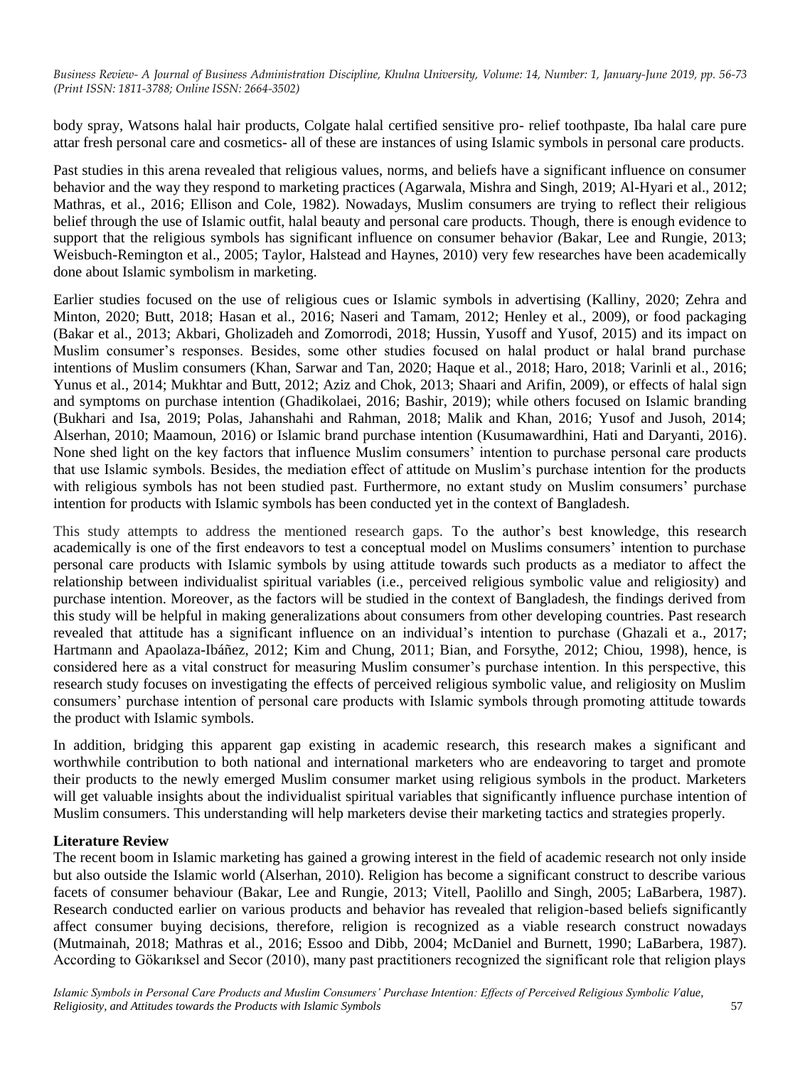body spray, Watsons halal hair products, Colgate halal certified sensitive pro- relief toothpaste, Iba halal care pure attar fresh personal care and cosmetics- all of these are instances of using Islamic symbols in personal care products.

Past studies in this arena revealed that religious values, norms, and beliefs have a significant influence on consumer behavior and the way they respond to marketing practices (Agarwala, Mishra and Singh, 2019; Al-Hyari et al., 2012; Mathras, et al., 2016; Ellison and Cole, 1982). Nowadays, Muslim consumers are trying to reflect their religious belief through the use of Islamic outfit, halal beauty and personal care products. Though, there is enough evidence to support that the religious symbols has significant influence on consumer behavior *(*Bakar, Lee and Rungie, 2013; Weisbuch-Remington et al., 2005; Taylor, Halstead and Haynes, 2010) very few researches have been academically done about Islamic symbolism in marketing.

Earlier studies focused on the use of religious cues or Islamic symbols in advertising (Kalliny, 2020; Zehra and Minton, 2020; Butt, 2018; Hasan et al., 2016; Naseri and Tamam, 2012; Henley et al., 2009), or food packaging (Bakar et al., 2013; Akbari, Gholizadeh and Zomorrodi, 2018; Hussin, Yusoff and Yusof, 2015) and its impact on Muslim consumer's responses. Besides, some other studies focused on halal product or halal brand purchase intentions of Muslim consumers (Khan, Sarwar and Tan, 2020; Haque et al., 2018; Haro, 2018; Varinli et al., 2016; Yunus et al., 2014; Mukhtar and Butt, 2012; Aziz and Chok, 2013; Shaari and Arifin, 2009), or effects of halal sign and symptoms on purchase intention (Ghadikolaei, 2016; Bashir, 2019); while others focused on Islamic branding (Bukhari and Isa, 2019; Polas, Jahanshahi and Rahman, 2018; Malik and Khan, 2016; Yusof and Jusoh, 2014; Alserhan, 2010; Maamoun, 2016) or Islamic brand purchase intention (Kusumawardhini, Hati and Daryanti, 2016). None shed light on the key factors that influence Muslim consumers' intention to purchase personal care products that use Islamic symbols. Besides, the mediation effect of attitude on Muslim's purchase intention for the products with religious symbols has not been studied past. Furthermore, no extant study on Muslim consumers' purchase intention for products with Islamic symbols has been conducted yet in the context of Bangladesh.

This study attempts to address the mentioned research gaps. To the author's best knowledge, this research academically is one of the first endeavors to test a conceptual model on Muslims consumers' intention to purchase personal care products with Islamic symbols by using attitude towards such products as a mediator to affect the relationship between individualist spiritual variables (i.e., perceived religious symbolic value and religiosity) and purchase intention. Moreover, as the factors will be studied in the context of Bangladesh, the findings derived from this study will be helpful in making generalizations about consumers from other developing countries. Past research revealed that attitude has a significant influence on an individual's intention to purchase (Ghazali et a., 2017; Hartmann and Apaolaza-Ibáñez, 2012; Kim and Chung, 2011; Bian, and Forsythe, 2012; Chiou, 1998), hence, is considered here as a vital construct for measuring Muslim consumer's purchase intention. In this perspective, this research study focuses on investigating the effects of perceived religious symbolic value, and religiosity on Muslim consumers' purchase intention of personal care products with Islamic symbols through promoting attitude towards the product with Islamic symbols.

In addition, bridging this apparent gap existing in academic research, this research makes a significant and worthwhile contribution to both national and international marketers who are endeavoring to target and promote their products to the newly emerged Muslim consumer market using religious symbols in the product. Marketers will get valuable insights about the individualist spiritual variables that significantly influence purchase intention of Muslim consumers. This understanding will help marketers devise their marketing tactics and strategies properly.

## Literature Review

The recent boom in Islamic marketing has gained a growing interest in the field of academic research not only inside but also outside the Islamic world (Alserhan, 2010). Religion has become a significant construct to describe various facets of consumer behaviour (Bakar, Lee and Rungie, 2013; Vitell, Paolillo and Singh, 2005; LaBarbera, 1987). Research conducted earlier on various products and behavior has revealed that religion-based beliefs significantly affect consumer buying decisions, therefore, religion is recognized as a viable research construct nowadays (Mutmainah, 2018; Mathras et al., 2016; Essoo and Dibb, 2004; McDaniel and Burnett, 1990; LaBarbera, 1987). According to Gökarıksel and Secor (2010), many past practitioners recognized the significant role that religion plays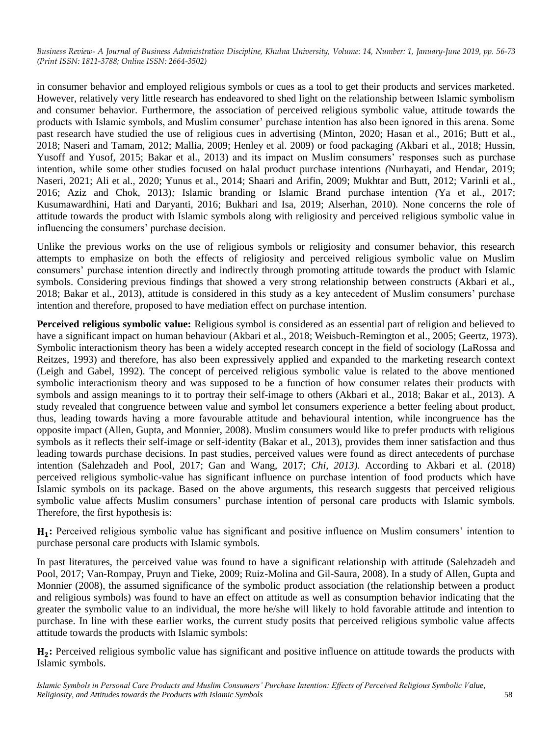in consumer behavior and employed religious symbols or cues as a tool to get their products and services marketed. However, relatively very little research has endeavored to shed light on the relationship between Islamic symbolism and consumer behavior. Furthermore, the association of perceived religious symbolic value, attitude towards the products with Islamic symbols, and Muslim consumer' purchase intention has also been ignored in this arena. Some past research have studied the use of religious cues in advertising (Minton, 2020; Hasan et al., 2016; Butt et al., 2018; Naseri and Tamam, 2012; Mallia, 2009; Henley et al. 2009) or food packaging *(*Akbari et al., 2018; Hussin, Yusoff and Yusof, 2015; Bakar et al., 2013) and its impact on Muslim consumers' responses such as purchase intention, while some other studies focused on halal product purchase intentions *(*Nurhayati, and Hendar, 2019; Naseri, 2021; Ali et al., 2020; Yunus et al., 2014; Shaari and Arifin, 2009; Mukhtar and Butt, 2012; Varinli et al., 2016; Aziz and Chok, 2013)*;* Islamic branding or Islamic Brand purchase intention *(*Ya et al., 2017; Kusumawardhini, Hati and Daryanti, 2016; Bukhari and Isa, 2019; Alserhan, 2010)*.* None concerns the role of attitude towards the product with Islamic symbols along with religiosity and perceived religious symbolic value in influencing the consumers' purchase decision.

Unlike the previous works on the use of religious symbols or religiosity and consumer behavior, this research attempts to emphasize on both the effects of religiosity and perceived religious symbolic value on Muslim consumers' purchase intention directly and indirectly through promoting attitude towards the product with Islamic symbols. Considering previous findings that showed a very strong relationship between constructs (Akbari et al., 2018; Bakar et al., 2013), attitude is considered in this study as a key antecedent of Muslim consumers' purchase intention and therefore, proposed to have mediation effect on purchase intention.

**Perceived religious symbolic value:** Religious symbol is considered as an essential part of religion and believed to have a significant impact on human behaviour (Akbari et al., 2018; Weisbuch-Remington et al., 2005; Geertz, 1973). Symbolic interactionism theory has been a widely accepted research concept in the field of sociology (LaRossa and Reitzes, 1993) and therefore, has also been expressively applied and expanded to the marketing research context (Leigh and Gabel, 1992). The concept of perceived religious symbolic value is related to the above mentioned symbolic interactionism theory and was supposed to be a function of how consumer relates their products with symbols and assign meanings to it to portray their self-image to others (Akbari et al., 2018; Bakar et al., 2013). A study revealed that congruence between value and symbol let consumers experience a better feeling about product, thus, leading towards having a more favourable attitude and behavioural intention, while incongruence has the opposite impact (Allen, Gupta, and Monnier, 2008). Muslim consumers would like to prefer products with religious symbols as it reflects their self-image or self-identity (Bakar et al., 2013), provides them inner satisfaction and thus leading towards purchase decisions. In past studies, perceived values were found as direct antecedents of purchase intention (Salehzadeh and Pool, 2017; Gan and Wang, 2017; *Chi, 2013).* According to Akbari et al. (2018) perceived religious symbolic-value has significant influence on purchase intention of food products which have Islamic symbols on its package. Based on the above arguments, this research suggests that perceived religious symbolic value affects Muslim consumers' purchase intention of personal care products with Islamic symbols. Therefore, the first hypothesis is:

$\mathbf{H_1}$**:** Perceived religious symbolic value has significant and positive influence on Muslim consumers' intention to purchase personal care products with Islamic symbols.

In past literatures, the perceived value was found to have a significant relationship with attitude (Salehzadeh and Pool, 2017; Van-Rompay, Pruyn and Tieke, 2009; Ruiz-Molina and Gil-Saura, 2008). In a study of Allen, Gupta and Monnier (2008), the assumed significance of the symbolic product association (the relationship between a product and religious symbols) was found to have an effect on attitude as well as consumption behavior indicating that the greater the symbolic value to an individual, the more he/she will likely to hold favorable attitude and intention to purchase. In line with these earlier works, the current study posits that perceived religious symbolic value affects attitude towards the products with Islamic symbols:

$\mathbf{H_2}$**:** Perceived religious symbolic value has significant and positive influence on attitude towards the products with Islamic symbols.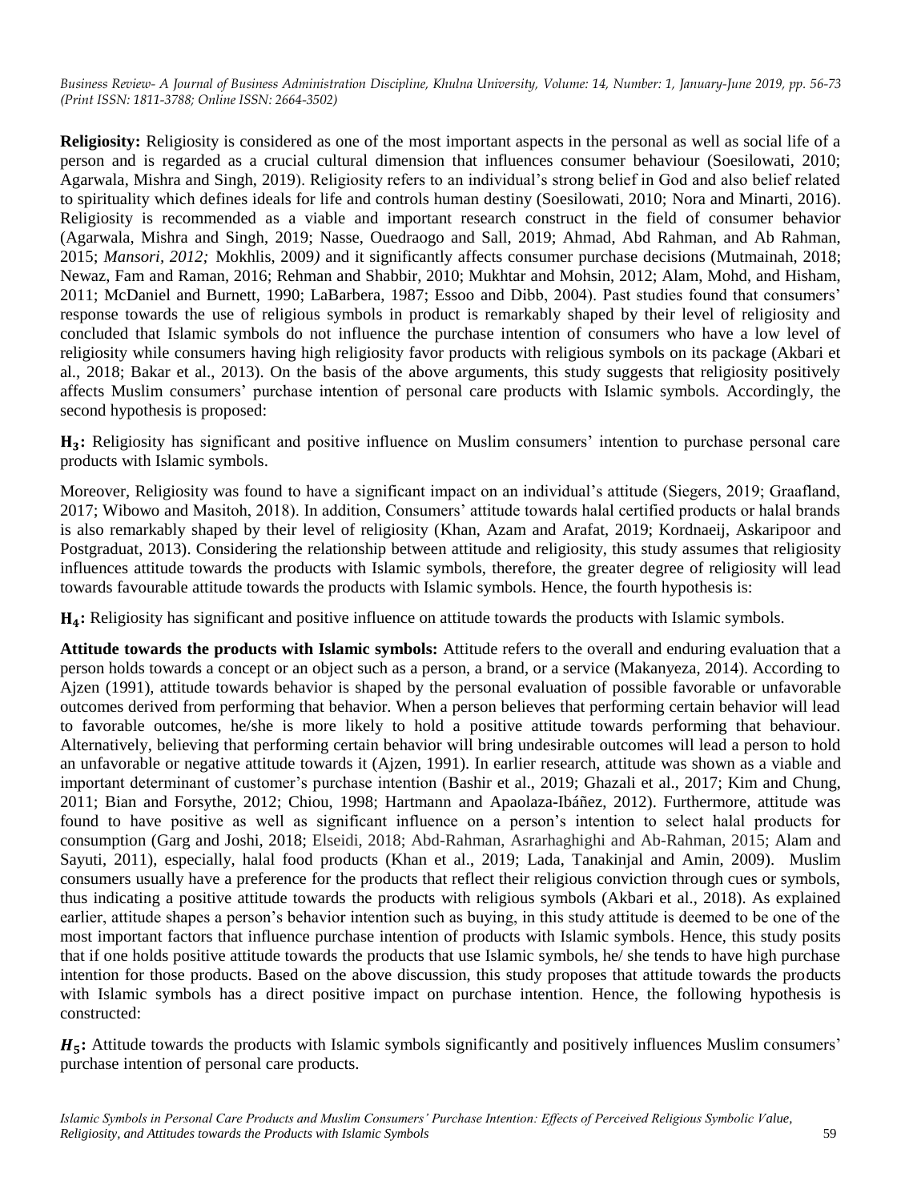**Religiosity:** Religiosity is considered as one of the most important aspects in the personal as well as social life of a person and is regarded as a crucial cultural dimension that influences consumer behaviour (Soesilowati, 2010; Agarwala, Mishra and Singh, 2019). Religiosity refers to an individual's strong belief in God and also belief related to spirituality which defines ideals for life and controls human destiny (Soesilowati, 2010; Nora and Minarti, 2016). Religiosity is recommended as a viable and important research construct in the field of consumer behavior (Agarwala, Mishra and Singh, 2019; Nasse, Ouedraogo and Sall, 2019; Ahmad, Abd Rahman, and Ab Rahman, 2015; *Mansori*, *2012;* Mokhlis, 2009*)* and it significantly affects consumer purchase decisions (Mutmainah, 2018; Newaz, Fam and Raman, 2016; Rehman and Shabbir, 2010; Mukhtar and Mohsin, 2012; Alam, Mohd, and Hisham, 2011; McDaniel and Burnett, 1990; LaBarbera, 1987; Essoo and Dibb, 2004). Past studies found that consumers' response towards the use of religious symbols in product is remarkably shaped by their level of religiosity and concluded that Islamic symbols do not influence the purchase intention of consumers who have a low level of religiosity while consumers having high religiosity favor products with religious symbols on its package (Akbari et al., 2018; Bakar et al., 2013). On the basis of the above arguments, this study suggests that religiosity positively affects Muslim consumers' purchase intention of personal care products with Islamic symbols. Accordingly, the second hypothesis is proposed:

$\mathbf{H_3}$**:** Religiosity has significant and positive influence on Muslim consumers' intention to purchase personal care products with Islamic symbols.

Moreover, Religiosity was found to have a significant impact on an individual's attitude (Siegers, 2019; Graafland, 2017; Wibowo and Masitoh, 2018). In addition, Consumers' attitude towards halal certified products or halal brands is also remarkably shaped by their level of religiosity (Khan, Azam and Arafat, 2019; Kordnaeij, Askaripoor and Postgraduat, 2013). Considering the relationship between attitude and religiosity, this study assumes that religiosity influences attitude towards the products with Islamic symbols, therefore, the greater degree of religiosity will lead towards favourable attitude towards the products with Islamic symbols. Hence, the fourth hypothesis is:

$\mathbf{H_4}$**:** Religiosity has significant and positive influence on attitude towards the products with Islamic symbols.

**Attitude towards the products with Islamic symbols:** Attitude refers to the overall and enduring evaluation that a person holds towards a concept or an object such as a person, a brand, or a service (Makanyeza, 2014). According to Ajzen (1991), attitude towards behavior is shaped by the personal evaluation of possible favorable or unfavorable outcomes derived from performing that behavior. When a person believes that performing certain behavior will lead to favorable outcomes, he/she is more likely to hold a positive attitude towards performing that behaviour. Alternatively, believing that performing certain behavior will bring undesirable outcomes will lead a person to hold an unfavorable or negative attitude towards it (Ajzen, 1991). In earlier research, attitude was shown as a viable and important determinant of customer's purchase intention (Bashir et al., 2019; Ghazali et al., 2017; Kim and Chung, 2011; Bian and Forsythe, 2012; Chiou, 1998; Hartmann and Apaolaza-Ibáñez, 2012). Furthermore, attitude was found to have positive as well as significant influence on a person's intention to select halal products for consumption (Garg and Joshi, 2018; Elseidi, 2018; Abd-Rahman, Asrarhaghighi and Ab-Rahman, 2015; Alam and Sayuti, 2011), especially, halal food products (Khan et al., 2019; Lada, Tanakinjal and Amin, 2009). Muslim consumers usually have a preference for the products that reflect their religious conviction through cues or symbols, thus indicating a positive attitude towards the products with religious symbols (Akbari et al., 2018). As explained earlier, attitude shapes a person's behavior intention such as buying, in this study attitude is deemed to be one of the most important factors that influence purchase intention of products with Islamic symbols. Hence, this study posits that if one holds positive attitude towards the products that use Islamic symbols, he/ she tends to have high purchase intention for those products. Based on the above discussion, this study proposes that attitude towards the products with Islamic symbols has a direct positive impact on purchase intention. Hence, the following hypothesis is constructed:

$\boldsymbol{H_5}$**:** Attitude towards the products with Islamic symbols significantly and positively influences Muslim consumers' purchase intention of personal care products.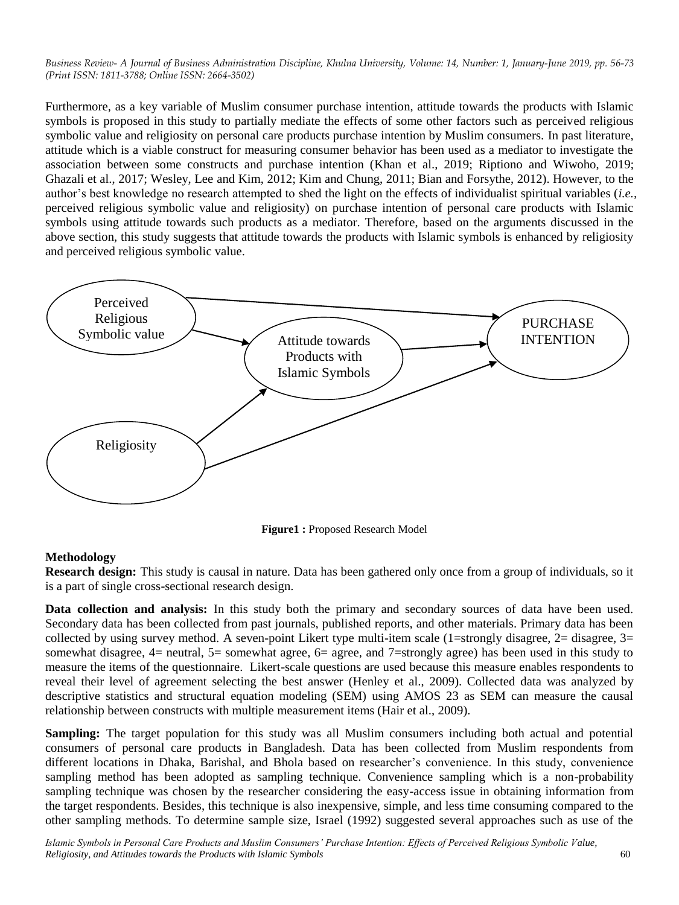Furthermore, as a key variable of Muslim consumer purchase intention, attitude towards the products with Islamic symbols is proposed in this study to partially mediate the effects of some other factors such as perceived religious symbolic value and religiosity on personal care products purchase intention by Muslim consumers. In past literature, attitude which is a viable construct for measuring consumer behavior has been used as a mediator to investigate the association between some constructs and purchase intention (Khan et al., 2019; Riptiono and Wiwoho, 2019; Ghazali et al., 2017; Wesley, Lee and Kim, 2012; Kim and Chung, 2011; Bian and Forsythe, 2012). However, to the author's best knowledge no research attempted to shed the light on the effects of individualist spiritual variables (*i.e.,* perceived religious symbolic value and religiosity) on purchase intention of personal care products with Islamic symbols using attitude towards such products as a mediator. Therefore, based on the arguments discussed in the above section, this study suggests that attitude towards the products with Islamic symbols is enhanced by religiosity and perceived religious symbolic value.

Perceived Religious Symbolic value

Attitude towards Products with Islamic Symbols

PURCHASE INTENTION

Religiosity

**Figure1 :** Proposed Research Model

**Methodology**

**Research design:** This study is causal in nature. Data has been gathered only once from a group of individuals, so it is a part of single cross-sectional research design.

**Data collection and analysis:** In this study both the primary and secondary sources of data have been used. Secondary data has been collected from past journals, published reports, and other materials. Primary data has been collected by using survey method. A seven-point Likert type multi-item scale (1=strongly disagree, 2= disagree, 3= somewhat disagree, 4= neutral, 5= somewhat agree, 6= agree, and 7=strongly agree) has been used in this study to measure the items of the questionnaire. Likert-scale questions are used because this measure enables respondents to reveal their level of agreement selecting the best answer (Henley et al., 2009). Collected data was analyzed by descriptive statistics and structural equation modeling (SEM) using AMOS 23 as SEM can measure the causal relationship between constructs with multiple measurement items (Hair et al., 2009).

**Sampling:** The target population for this study was all Muslim consumers including both actual and potential consumers of personal care products in Bangladesh. Data has been collected from Muslim respondents from different locations in Dhaka, Barishal, and Bhola based on researcher's convenience. In this study, convenience sampling method has been adopted as sampling technique. Convenience sampling which is a non-probability sampling technique was chosen by the researcher considering the easy-access issue in obtaining information from the target respondents. Besides, this technique is also inexpensive, simple, and less time consuming compared to the other sampling methods. To determine sample size, Israel (1992) suggested several approaches such as use of the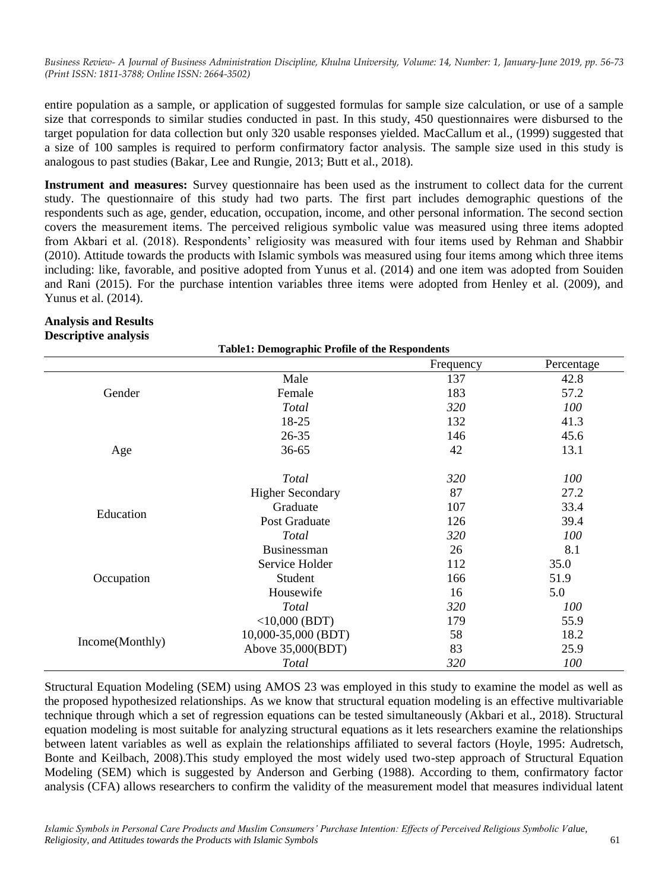entire population as a sample, or application of suggested formulas for sample size calculation, or use of a sample size that corresponds to similar studies conducted in past. In this study, 450 questionnaires were disbursed to the target population for data collection but only 320 usable responses yielded. MacCallum et al., (1999) suggested that a size of 100 samples is required to perform confirmatory factor analysis. The sample size used in this study is analogous to past studies (Bakar, Lee and Rungie, 2013; Butt et al., 2018).

**Instrument and measures:** Survey questionnaire has been used as the instrument to collect data for the current study. The questionnaire of this study had two parts. The first part includes demographic questions of the respondents such as age, gender, education, occupation, income, and other personal information. The second section covers the measurement items. The perceived religious symbolic value was measured using three items adopted from Akbari et al. (2018). Respondents' religiosity was measured with four items used by Rehman and Shabbir (2010). Attitude towards the products with Islamic symbols was measured using four items among which three items including: like, favorable, and positive adopted from Yunus et al. (2014) and one item was adopted from Souiden and Rani (2015). For the purchase intention variables three items were adopted from Henley et al. (2009), and Yunus et al. (2014).

**Analysis and Results**
**Descriptive analysis**

**Table1: Demographic Profile of the Respondents**

| | | Frequency | Percentage |
|---|---|---|---|
| Gender | Male | 137 | 42.8 |
| | Female | 183 | 57.2 |
| | *Total* | *320* | *100* |
| Age | 18-25 | 132 | 41.3 |
| | 26-35 | 146 | 45.6 |
| | 36-65 | 42 | 13.1 |
| | *Total* | *320* | *100* |
| Education | Higher Secondary | 87 | 27.2 |
| | Graduate | 107 | 33.4 |
| | Post Graduate | 126 | 39.4 |
| | *Total* | *320* | *100* |
| Occupation | Businessman | 26 | 8.1 |
| | Service Holder | 112 | 35.0 |
| | Student | 166 | 51.9 |
| | Housewife | 16 | 5.0 |
| | *Total* | *320* | *100* |
| Income(Monthly) | <10,000 (BDT) | 179 | 55.9 |
| | 10,000-35,000 (BDT) | 58 | 18.2 |
| | Above 35,000(BDT) | 83 | 25.9 |
| | *Total* | *320* | *100* |

Structural Equation Modeling (SEM) using AMOS 23 was employed in this study to examine the model as well as the proposed hypothesized relationships. As we know that structural equation modeling is an effective multivariable technique through which a set of regression equations can be tested simultaneously (Akbari et al., 2018). Structural equation modeling is most suitable for analyzing structural equations as it lets researchers examine the relationships between latent variables as well as explain the relationships affiliated to several factors (Hoyle, 1995: Audretsch, Bonte and Keilbach, 2008).This study employed the most widely used two-step approach of Structural Equation Modeling (SEM) which is suggested by Anderson and Gerbing (1988). According to them, confirmatory factor analysis (CFA) allows researchers to confirm the validity of the measurement model that measures individual latent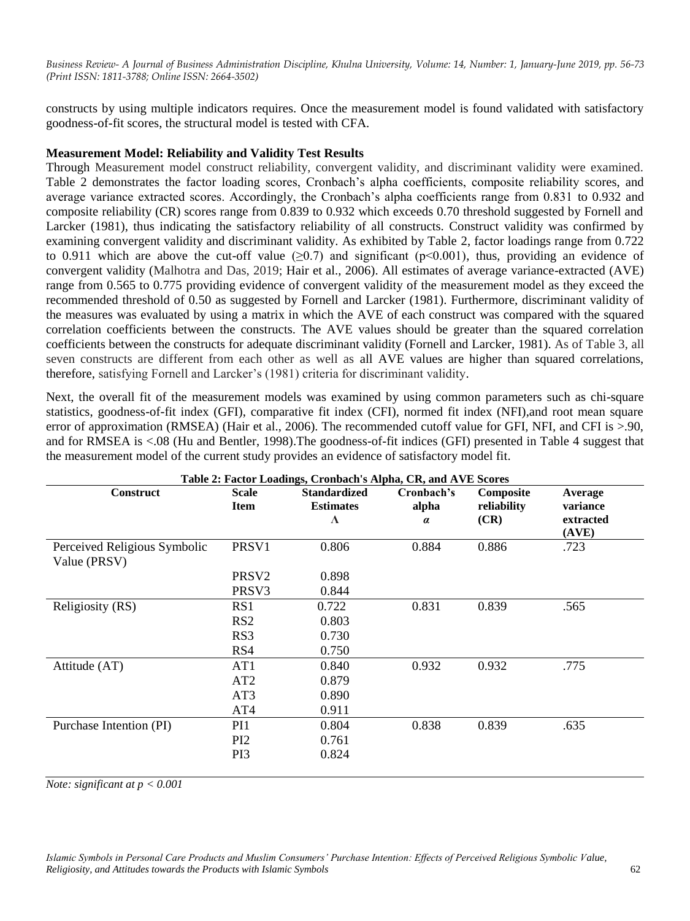constructs by using multiple indicators requires. Once the measurement model is found validated with satisfactory goodness-of-fit scores, the structural model is tested with CFA.

**Measurement Model: Reliability and Validity Test Results**

Through Measurement model construct reliability, convergent validity, and discriminant validity were examined. Table 2 demonstrates the factor loading scores, Cronbach's alpha coefficients, composite reliability scores, and average variance extracted scores. Accordingly, the Cronbach's alpha coefficients range from 0.831 to 0.932 and composite reliability (CR) scores range from 0.839 to 0.932 which exceeds 0.70 threshold suggested by Fornell and Larcker (1981), thus indicating the satisfactory reliability of all constructs. Construct validity was confirmed by examining convergent validity and discriminant validity. As exhibited by Table 2, factor loadings range from 0.722 to 0.911 which are above the cut-off value ($\geq 0.7$) and significant ($p<0.001$), thus, providing an evidence of convergent validity (Malhotra and Das, 2019; Hair et al., 2006). All estimates of average variance-extracted (AVE) range from 0.565 to 0.775 providing evidence of convergent validity of the measurement model as they exceed the recommended threshold of 0.50 as suggested by Fornell and Larcker (1981). Furthermore, discriminant validity of the measures was evaluated by using a matrix in which the AVE of each construct was compared with the squared correlation coefficients between the constructs. The AVE values should be greater than the squared correlation coefficients between the constructs for adequate discriminant validity (Fornell and Larcker, 1981). As of Table 3, all seven constructs are different from each other as well as all AVE values are higher than squared correlations, therefore, satisfying Fornell and Larcker's (1981) criteria for discriminant validity.

Next, the overall fit of the measurement models was examined by using common parameters such as chi-square statistics, goodness-of-fit index (GFI), comparative fit index (CFI), normed fit index (NFI),and root mean square error of approximation (RMSEA) (Hair et al., 2006). The recommended cutoff value for GFI, NFI, and CFI is >.90, and for RMSEA is <.08 (Hu and Bentler, 1998).The goodness-of-fit indices (GFI) presented in Table 4 suggest that the measurement model of the current study provides an evidence of satisfactory model fit.

**Table 2: Factor Loadings, Cronbach's Alpha, CR, and AVE Scores**

| Construct | Scale Item | Standardized Estimates $\Lambda$ | Cronbach's alpha $\alpha$ | Composite reliability (CR) | Average variance extracted (AVE) |
|---|---|---|---|---|---|
| Perceived Religious Symbolic Value (PRSV) | PRSV1 | 0.806 | 0.884 | 0.886 | .723 |
| | PRSV2 | 0.898 | | | |
| | PRSV3 | 0.844 | | | |
| Religiosity (RS) | RS1 | 0.722 | 0.831 | 0.839 | .565 |
| | RS2 | 0.803 | | | |
| | RS3 | 0.730 | | | |
| | RS4 | 0.750 | | | |
| Attitude (AT) | AT1 | 0.840 | 0.932 | 0.932 | .775 |
| | AT2 | 0.879 | | | |
| | AT3 | 0.890 | | | |
| | AT4 | 0.911 | | | |
| Purchase Intention (PI) | PI1 | 0.804 | 0.838 | 0.839 | .635 |
| | PI2 | 0.761 | | | |
| | PI3 | 0.824 | | | |

*Note: significant at $p < 0.001$*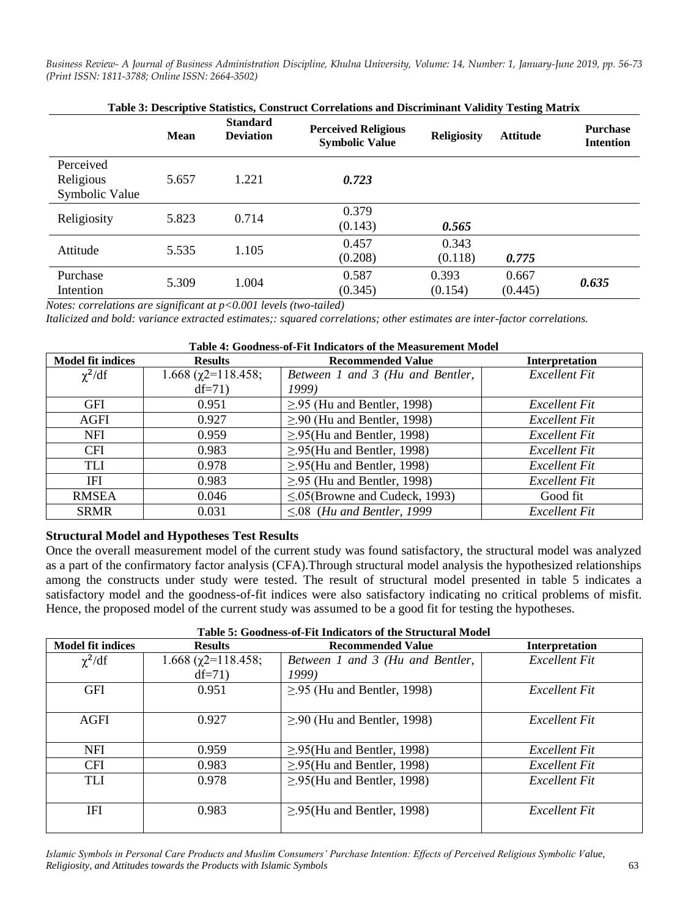**Table 3: Descriptive Statistics, Construct Correlations and Discriminant Validity Testing Matrix**

| | Mean | Standard Deviation | Perceived Religious Symbolic Value | Religiosity | Attitude | Purchase Intention |
|---|---|---|---|---|---|---|
| Perceived Religious Symbolic Value | 5.657 | 1.221 | ***0.723*** | | | |
| Religiosity | 5.823 | 0.714 | 0.379 (0.143) | ***0.565*** | | |
| Attitude | 5.535 | 1.105 | 0.457 (0.208) | 0.343 (0.118) | ***0.775*** | |
| Purchase Intention | 5.309 | 1.004 | 0.587 (0.345) | 0.393 (0.154) | 0.667 (0.445) | ***0.635*** |

*Notes: correlations are significant at p<0.001 levels (two-tailed)*

*Italicized and bold: variance extracted estimates;: squared correlations; other estimates are inter-factor correlations.*

**Table 4: Goodness-of-Fit Indicators of the Measurement Model**

| Model fit indices | Results | Recommended Value | Interpretation |
|---|---|---|---|
| $\chi^2$/df | 1.668 ($\chi$2=118.458; df=71) | *Between 1 and 3 (Hu and Bentler, 1999)* | *Excellent Fit* |
| GFI | 0.951 | ≥.95 (Hu and Bentler, 1998) | *Excellent Fit* |
| AGFI | 0.927 | ≥.90 (Hu and Bentler, 1998) | *Excellent Fit* |
| NFI | 0.959 | ≥.95(Hu and Bentler, 1998) | *Excellent Fit* |
| CFI | 0.983 | ≥.95(Hu and Bentler, 1998) | *Excellent Fit* |
| TLI | 0.978 | ≥.95(Hu and Bentler, 1998) | *Excellent Fit* |
| IFI | 0.983 | ≥.95 (Hu and Bentler, 1998) | *Excellent Fit* |
| RMSEA | 0.046 | ≤.05(Browne and Cudeck, 1993) | Good fit |
| SRMR | 0.031 | ≤.08 (*Hu and Bentler, 1999* | *Excellent Fit* |

### Structural Model and Hypotheses Test Results

Once the overall measurement model of the current study was found satisfactory, the structural model was analyzed as a part of the confirmatory factor analysis (CFA).Through structural model analysis the hypothesized relationships among the constructs under study were tested. The result of structural model presented in table 5 indicates a satisfactory model and the goodness-of-fit indices were also satisfactory indicating no critical problems of misfit. Hence, the proposed model of the current study was assumed to be a good fit for testing the hypotheses.

**Table 5: Goodness-of-Fit Indicators of the Structural Model**

| Model fit indices | Results | Recommended Value | Interpretation |
|---|---|---|---|
| $\chi^2$/df | 1.668 ($\chi$2=118.458; df=71) | *Between 1 and 3 (Hu and Bentler, 1999)* | *Excellent Fit* |
| GFI | 0.951 | ≥.95 (Hu and Bentler, 1998) | *Excellent Fit* |
| AGFI | 0.927 | ≥.90 (Hu and Bentler, 1998) | *Excellent Fit* |
| NFI | 0.959 | ≥.95(Hu and Bentler, 1998) | *Excellent Fit* |
| CFI | 0.983 | ≥.95(Hu and Bentler, 1998) | *Excellent Fit* |
| TLI | 0.978 | ≥.95(Hu and Bentler, 1998) | *Excellent Fit* |
| IFI | 0.983 | ≥.95(Hu and Bentler, 1998) | *Excellent Fit* |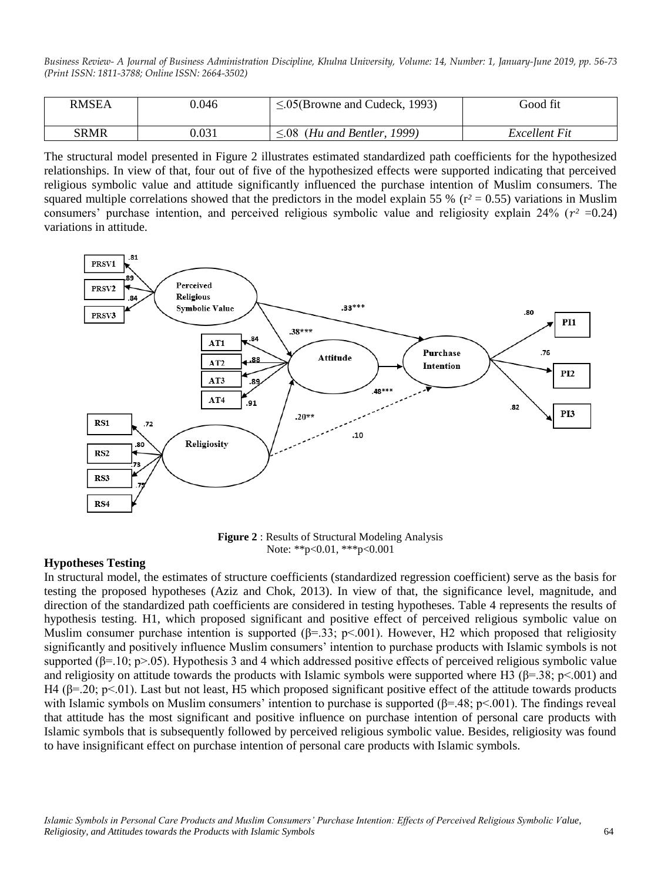| RMSEA | 0.046 | ≤.05(Browne and Cudeck, 1993) | Good fit |
|---|---|---|---|
| SRMR | 0.031 | ≤.08 *(Hu and Bentler, 1999)* | *Excellent Fit* |

The structural model presented in Figure 2 illustrates estimated standardized path coefficients for the hypothesized relationships. In view of that, four out of five of the hypothesized effects were supported indicating that perceived religious symbolic value and attitude significantly influenced the purchase intention of Muslim consumers. The squared multiple correlations showed that the predictors in the model explain 55 % ($r^2 = 0.55$) variations in Muslim consumers' purchase intention, and perceived religious symbolic value and religiosity explain 24% ($r^2 = 0.24$) variations in attitude.

**Figure 2** : Results of Structural Modeling Analysis
Note: **p<0.01, ***p<0.001

## Hypotheses Testing

In structural model, the estimates of structure coefficients (standardized regression coefficient) serve as the basis for testing the proposed hypotheses (Aziz and Chok, 2013). In view of that, the significance level, magnitude, and direction of the standardized path coefficients are considered in testing hypotheses. Table 4 represents the results of hypothesis testing. H1, which proposed significant and positive effect of perceived religious symbolic value on Muslim consumer purchase intention is supported ($\beta=.33$; $p<.001$). However, H2 which proposed that religiosity significantly and positively influence Muslim consumers' intention to purchase products with Islamic symbols is not supported ($\beta=.10$; $p>.05$). Hypothesis 3 and 4 which addressed positive effects of perceived religious symbolic value and religiosity on attitude towards the products with Islamic symbols were supported where H3 ($\beta=.38$; $p<.001$) and H4 ($\beta=.20$; $p<.01$). Last but not least, H5 which proposed significant positive effect of the attitude towards products with Islamic symbols on Muslim consumers' intention to purchase is supported ($\beta=.48$; $p<.001$). The findings reveal that attitude has the most significant and positive influence on purchase intention of personal care products with Islamic symbols that is subsequently followed by perceived religious symbolic value. Besides, religiosity was found to have insignificant effect on purchase intention of personal care products with Islamic symbols.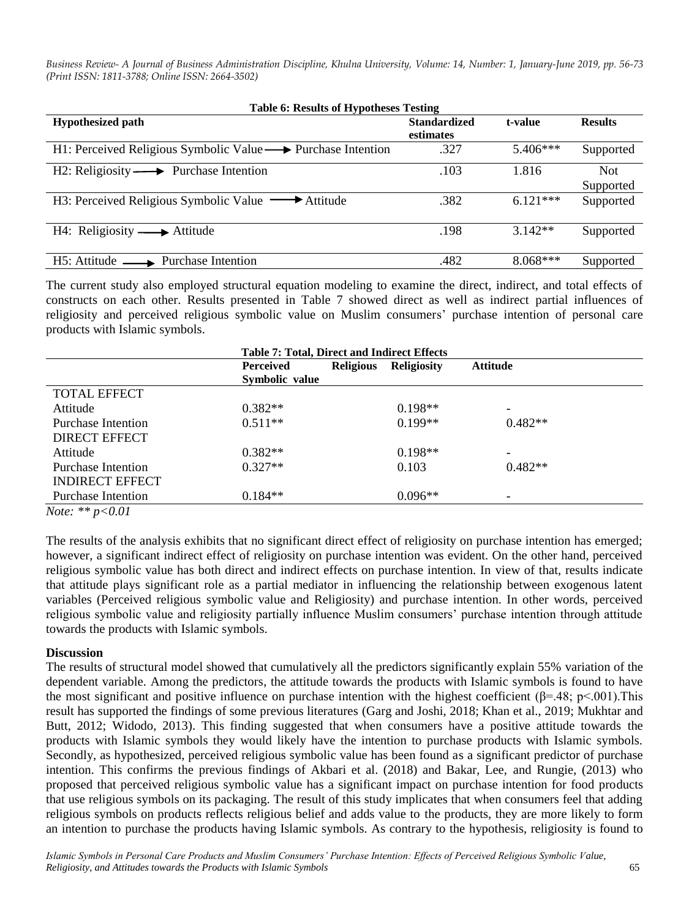**Table 6: Results of Hypotheses Testing**

| Hypothesized path | Standardized estimates | t-value | Results |
|---|---|---|---|
| H1: Perceived Religious Symbolic Value ⟶ Purchase Intention | .327 | 5.406*** | Supported |
| H2: Religiosity ⟶ Purchase Intention | .103 | 1.816 | Not Supported |
| H3: Perceived Religious Symbolic Value ⟶ Attitude | .382 | 6.121*** | Supported |
| H4: Religiosity ⟶ Attitude | .198 | 3.142** | Supported |
| H5: Attitude ⟶ Purchase Intention | .482 | 8.068*** | Supported |

The current study also employed structural equation modeling to examine the direct, indirect, and total effects of constructs on each other. Results presented in Table 7 showed direct as well as indirect partial influences of religiosity and perceived religious symbolic value on Muslim consumers' purchase intention of personal care products with Islamic symbols.

**Table 7: Total, Direct and Indirect Effects**

| | Perceived Religious Symbolic value | Religiosity | Attitude |
|---|---|---|---|
| TOTAL EFFECT | | | |
| Attitude | 0.382** | 0.198** | - |
| Purchase Intention | 0.511** | 0.199** | 0.482** |
| DIRECT EFFECT | | | |
| Attitude | 0.382** | 0.198** | - |
| Purchase Intention | 0.327** | 0.103 | 0.482** |
| INDIRECT EFFECT | | | |
| Purchase Intention | 0.184** | 0.096** | - |

*Note: ** $p<0.01$*

The results of the analysis exhibits that no significant direct effect of religiosity on purchase intention has emerged; however, a significant indirect effect of religiosity on purchase intention was evident. On the other hand, perceived religious symbolic value has both direct and indirect effects on purchase intention. In view of that, results indicate that attitude plays significant role as a partial mediator in influencing the relationship between exogenous latent variables (Perceived religious symbolic value and Religiosity) and purchase intention. In other words, perceived religious symbolic value and religiosity partially influence Muslim consumers' purchase intention through attitude towards the products with Islamic symbols.

## Discussion

The results of structural model showed that cumulatively all the predictors significantly explain 55% variation of the dependent variable. Among the predictors, the attitude towards the products with Islamic symbols is found to have the most significant and positive influence on purchase intention with the highest coefficient ($\beta$=.48; $p$<.001).This result has supported the findings of some previous literatures (Garg and Joshi, 2018; Khan et al., 2019; Mukhtar and Butt, 2012; Widodo, 2013). This finding suggested that when consumers have a positive attitude towards the products with Islamic symbols they would likely have the intention to purchase products with Islamic symbols. Secondly, as hypothesized, perceived religious symbolic value has been found as a significant predictor of purchase intention. This confirms the previous findings of Akbari et al. (2018) and Bakar, Lee, and Rungie, (2013) who proposed that perceived religious symbolic value has a significant impact on purchase intention for food products that use religious symbols on its packaging. The result of this study implicates that when consumers feel that adding religious symbols on products reflects religious belief and adds value to the products, they are more likely to form an intention to purchase the products having Islamic symbols. As contrary to the hypothesis, religiosity is found to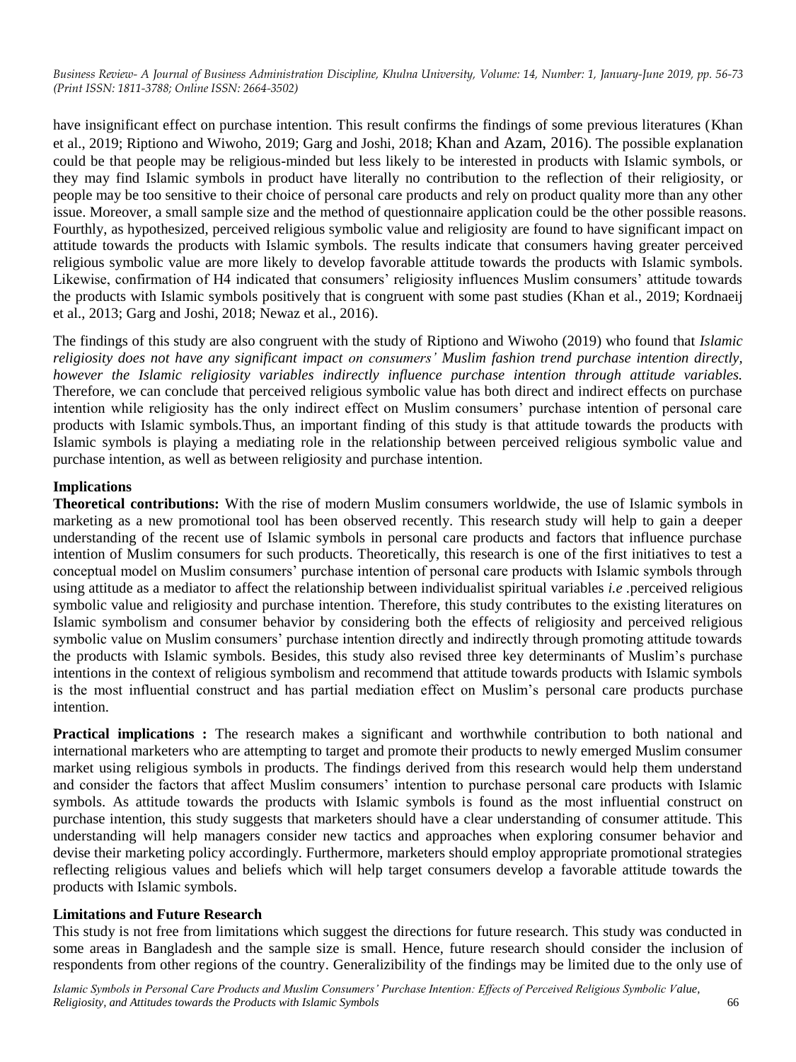have insignificant effect on purchase intention. This result confirms the findings of some previous literatures (Khan et al., 2019; Riptiono and Wiwoho, 2019; Garg and Joshi, 2018; Khan and Azam, 2016). The possible explanation could be that people may be religious-minded but less likely to be interested in products with Islamic symbols, or they may find Islamic symbols in product have literally no contribution to the reflection of their religiosity, or people may be too sensitive to their choice of personal care products and rely on product quality more than any other issue. Moreover, a small sample size and the method of questionnaire application could be the other possible reasons. Fourthly, as hypothesized, perceived religious symbolic value and religiosity are found to have significant impact on attitude towards the products with Islamic symbols. The results indicate that consumers having greater perceived religious symbolic value are more likely to develop favorable attitude towards the products with Islamic symbols. Likewise, confirmation of H4 indicated that consumers' religiosity influences Muslim consumers' attitude towards the products with Islamic symbols positively that is congruent with some past studies (Khan et al., 2019; Kordnaeij et al., 2013; Garg and Joshi, 2018; Newaz et al., 2016).

The findings of this study are also congruent with the study of Riptiono and Wiwoho (2019) who found that *Islamic religiosity does not have any significant impact on consumers' Muslim fashion trend purchase intention directly, however the Islamic religiosity variables indirectly influence purchase intention through attitude variables.* Therefore, we can conclude that perceived religious symbolic value has both direct and indirect effects on purchase intention while religiosity has the only indirect effect on Muslim consumers' purchase intention of personal care products with Islamic symbols.Thus, an important finding of this study is that attitude towards the products with Islamic symbols is playing a mediating role in the relationship between perceived religious symbolic value and purchase intention, as well as between religiosity and purchase intention.

## Implications

**Theoretical contributions:** With the rise of modern Muslim consumers worldwide, the use of Islamic symbols in marketing as a new promotional tool has been observed recently. This research study will help to gain a deeper understanding of the recent use of Islamic symbols in personal care products and factors that influence purchase intention of Muslim consumers for such products. Theoretically, this research is one of the first initiatives to test a conceptual model on Muslim consumers' purchase intention of personal care products with Islamic symbols through using attitude as a mediator to affect the relationship between individualist spiritual variables *i.e* .perceived religious symbolic value and religiosity and purchase intention. Therefore, this study contributes to the existing literatures on Islamic symbolism and consumer behavior by considering both the effects of religiosity and perceived religious symbolic value on Muslim consumers' purchase intention directly and indirectly through promoting attitude towards the products with Islamic symbols. Besides, this study also revised three key determinants of Muslim's purchase intentions in the context of religious symbolism and recommend that attitude towards products with Islamic symbols is the most influential construct and has partial mediation effect on Muslim's personal care products purchase intention.

**Practical implications :** The research makes a significant and worthwhile contribution to both national and international marketers who are attempting to target and promote their products to newly emerged Muslim consumer market using religious symbols in products. The findings derived from this research would help them understand and consider the factors that affect Muslim consumers' intention to purchase personal care products with Islamic symbols. As attitude towards the products with Islamic symbols is found as the most influential construct on purchase intention, this study suggests that marketers should have a clear understanding of consumer attitude. This understanding will help managers consider new tactics and approaches when exploring consumer behavior and devise their marketing policy accordingly. Furthermore, marketers should employ appropriate promotional strategies reflecting religious values and beliefs which will help target consumers develop a favorable attitude towards the products with Islamic symbols.

## Limitations and Future Research

This study is not free from limitations which suggest the directions for future research. This study was conducted in some areas in Bangladesh and the sample size is small. Hence, future research should consider the inclusion of respondents from other regions of the country. Generalizibility of the findings may be limited due to the only use of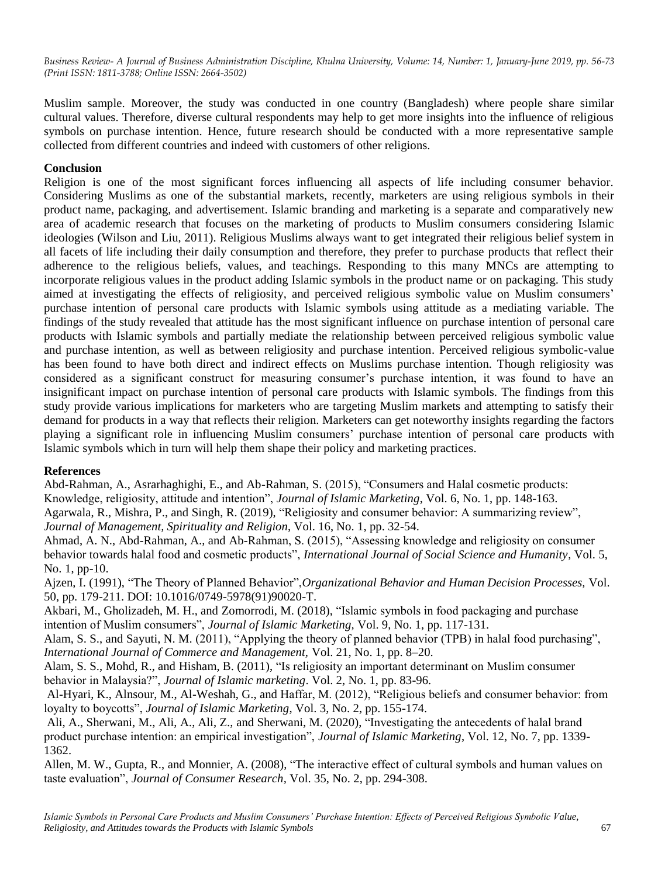Muslim sample. Moreover, the study was conducted in one country (Bangladesh) where people share similar cultural values. Therefore, diverse cultural respondents may help to get more insights into the influence of religious symbols on purchase intention. Hence, future research should be conducted with a more representative sample collected from different countries and indeed with customers of other religions.

## Conclusion

Religion is one of the most significant forces influencing all aspects of life including consumer behavior. Considering Muslims as one of the substantial markets, recently, marketers are using religious symbols in their product name, packaging, and advertisement. Islamic branding and marketing is a separate and comparatively new area of academic research that focuses on the marketing of products to Muslim consumers considering Islamic ideologies (Wilson and Liu, 2011). Religious Muslims always want to get integrated their religious belief system in all facets of life including their daily consumption and therefore, they prefer to purchase products that reflect their adherence to the religious beliefs, values, and teachings. Responding to this many MNCs are attempting to incorporate religious values in the product adding Islamic symbols in the product name or on packaging. This study aimed at investigating the effects of religiosity, and perceived religious symbolic value on Muslim consumers' purchase intention of personal care products with Islamic symbols using attitude as a mediating variable. The findings of the study revealed that attitude has the most significant influence on purchase intention of personal care products with Islamic symbols and partially mediate the relationship between perceived religious symbolic value and purchase intention, as well as between religiosity and purchase intention. Perceived religious symbolic-value has been found to have both direct and indirect effects on Muslims purchase intention. Though religiosity was considered as a significant construct for measuring consumer's purchase intention, it was found to have an insignificant impact on purchase intention of personal care products with Islamic symbols. The findings from this study provide various implications for marketers who are targeting Muslim markets and attempting to satisfy their demand for products in a way that reflects their religion. Marketers can get noteworthy insights regarding the factors playing a significant role in influencing Muslim consumers' purchase intention of personal care products with Islamic symbols which in turn will help them shape their policy and marketing practices.

## References

Abd-Rahman, A., Asrarhaghighi, E., and Ab-Rahman, S. (2015), "Consumers and Halal cosmetic products: Knowledge, religiosity, attitude and intention", *Journal of Islamic Marketing*, Vol. 6, No. 1, pp. 148-163.

Agarwala, R., Mishra, P., and Singh, R. (2019), "Religiosity and consumer behavior: A summarizing review", *Journal of Management, Spirituality and Religion*, Vol. 16, No. 1, pp. 32-54.

Ahmad, A. N., Abd-Rahman, A., and Ab-Rahman, S. (2015), "Assessing knowledge and religiosity on consumer behavior towards halal food and cosmetic products", *International Journal of Social Science and Humanity*, Vol. 5, No. 1, pp-10.

Ajzen, I. (1991), "The Theory of Planned Behavior",*Organizational Behavior and Human Decision Processes,* Vol. 50, pp. 179-211. DOI: 10.1016/0749-5978(91)90020-T.

Akbari, M., Gholizadeh, M. H., and Zomorrodi, M. (2018), "Islamic symbols in food packaging and purchase intention of Muslim consumers", *Journal of Islamic Marketing,* Vol. 9, No. 1, pp. 117-131.

Alam, S. S., and Sayuti, N. M. (2011), "Applying the theory of planned behavior (TPB) in halal food purchasing", *International Journal of Commerce and Management,* Vol. 21, No. 1, pp. 8–20.

Alam, S. S., Mohd, R., and Hisham, B. (2011), "Is religiosity an important determinant on Muslim consumer behavior in Malaysia?", *Journal of Islamic marketing*. Vol. 2, No. 1, pp. 83-96.

Al-Hyari, K., Alnsour, M., Al-Weshah, G., and Haffar, M. (2012), "Religious beliefs and consumer behavior: from loyalty to boycotts", *Journal of Islamic Marketing*, Vol. 3, No. 2, pp. 155-174.

Ali, A., Sherwani, M., Ali, A., Ali, Z., and Sherwani, M. (2020), "Investigating the antecedents of halal brand product purchase intention: an empirical investigation", *Journal of Islamic Marketing*, Vol. 12, No. 7, pp. 1339-1362.

Allen, M. W., Gupta, R., and Monnier, A. (2008), "The interactive effect of cultural symbols and human values on taste evaluation", *Journal of Consumer Research*, Vol. 35, No. 2, pp. 294-308.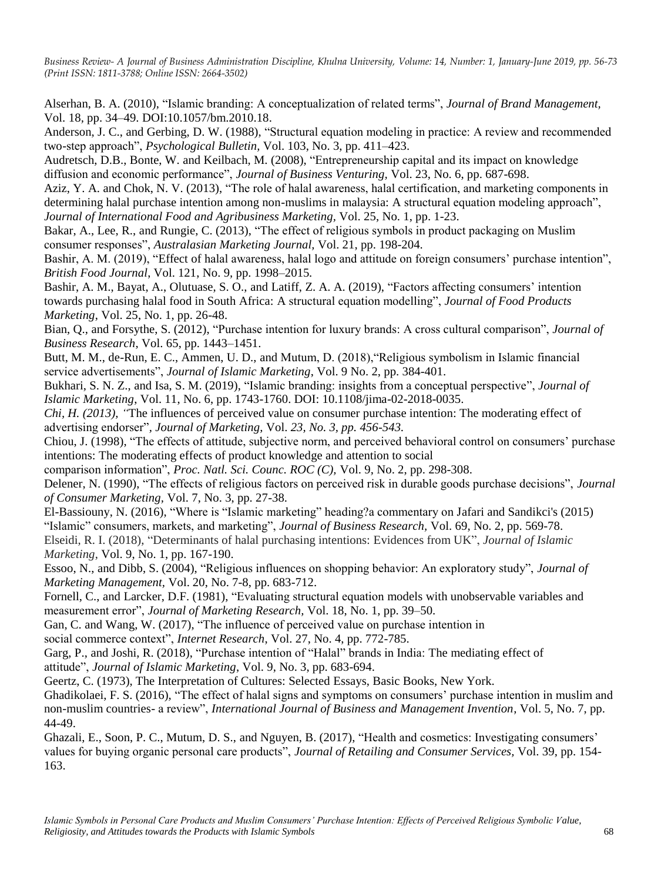Alserhan, B. A. (2010), "Islamic branding: A conceptualization of related terms", *Journal of Brand Management,* Vol. 18, pp. 34–49. DOI:10.1057/bm.2010.18.

Anderson, J. C., and Gerbing, D. W. (1988), "Structural equation modeling in practice: A review and recommended two-step approach", *Psychological Bulletin,* Vol. 103, No. 3, pp. 411–423.

Audretsch, D.B., Bonte, W. and Keilbach, M. (2008), "Entrepreneurship capital and its impact on knowledge diffusion and economic performance", *Journal of Business Venturing,* Vol. 23, No. 6, pp. 687-698.

Aziz, Y. A. and Chok, N. V. (2013), "The role of halal awareness, halal certification, and marketing components in determining halal purchase intention among non-muslims in malaysia: A structural equation modeling approach", *Journal of International Food and Agribusiness Marketing,* Vol. 25, No. 1, pp. 1-23.

Bakar, A., Lee, R., and Rungie, C. (2013), "The effect of religious symbols in product packaging on Muslim consumer responses", *Australasian Marketing Journal,* Vol. 21, pp. 198-204.

Bashir, A. M. (2019), "Effect of halal awareness, halal logo and attitude on foreign consumers' purchase intention", *British Food Journal*, Vol. 121, No. 9, pp. 1998–2015.

Bashir, A. M., Bayat, A., Olutuase, S. O., and Latiff, Z. A. A. (2019), "Factors affecting consumers' intention towards purchasing halal food in South Africa: A structural equation modelling", *Journal of Food Products Marketing*, Vol. 25, No. 1, pp. 26-48.

Bian, Q., and Forsythe, S. (2012), "Purchase intention for luxury brands: A cross cultural comparison", *Journal of Business Research*, Vol. 65, pp. 1443–1451.

Butt, M. M., de-Run, E. C., Ammen, U. D., and Mutum, D. (2018),"Religious symbolism in Islamic financial service advertisements", *Journal of Islamic Marketing,* Vol. 9 No. 2, pp. 384-401.

Bukhari, S. N. Z., and Isa, S. M. (2019), "Islamic branding: insights from a conceptual perspective", *Journal of Islamic Marketing,* Vol. 11, No. 6, pp. 1743-1760. DOI: 10.1108/jima-02-2018-0035.

*Chi, H. (2013), "*The influences of perceived value on consumer purchase intention: The moderating effect of advertising endorser", *Journal of Marketing,* Vol. *23, No. 3, pp. 456-543.*

Chiou, J. (1998), "The effects of attitude, subjective norm, and perceived behavioral control on consumers' purchase intentions: The moderating effects of product knowledge and attention to social comparison information", *Proc. Natl. Sci. Counc. ROC (C),* Vol. 9, No. 2, pp. 298-308.

Delener, N. (1990), "The effects of religious factors on perceived risk in durable goods purchase decisions", *Journal of Consumer Marketing,* Vol. 7, No. 3, pp. 27-38.

El-Bassiouny, N. (2016), "Where is "Islamic marketing" heading?a commentary on Jafari and Sandikci's (2015) "Islamic" consumers, markets, and marketing", *Journal of Business Research,* Vol. 69, No. 2, pp. 569-78.

Elseidi, R. I. (2018), "Determinants of halal purchasing intentions: Evidences from UK", *Journal of Islamic Marketing*, Vol. 9, No. 1, pp. 167-190.

Essoo, N., and Dibb, S. (2004), "Religious influences on shopping behavior: An exploratory study", *Journal of Marketing Management,* Vol. 20, No. 7-8, pp. 683-712.

Fornell, C., and Larcker, D.F. (1981), "Evaluating structural equation models with unobservable variables and measurement error", *Journal of Marketing Research,* Vol. 18, No. 1, pp. 39–50.

Gan, C. and Wang, W. (2017), "The influence of perceived value on purchase intention in social commerce context", *Internet Research*, Vol. 27, No. 4, pp. 772-785.

Garg, P., and Joshi, R. (2018), "Purchase intention of "Halal" brands in India: The mediating effect of attitude", *Journal of Islamic Marketing,* Vol. 9, No. 3, pp. 683-694.

Geertz, C. (1973), The Interpretation of Cultures: Selected Essays, Basic Books, New York.

Ghadikolaei, F. S. (2016), "The effect of halal signs and symptoms on consumers' purchase intention in muslim and non-muslim countries- a review", *International Journal of Business and Management Invention*, Vol. 5, No. 7, pp. 44-49.

Ghazali, E., Soon, P. C., Mutum, D. S., and Nguyen, B. (2017), "Health and cosmetics: Investigating consumers' values for buying organic personal care products", *Journal of Retailing and Consumer Services,* Vol. 39, pp. 154-163.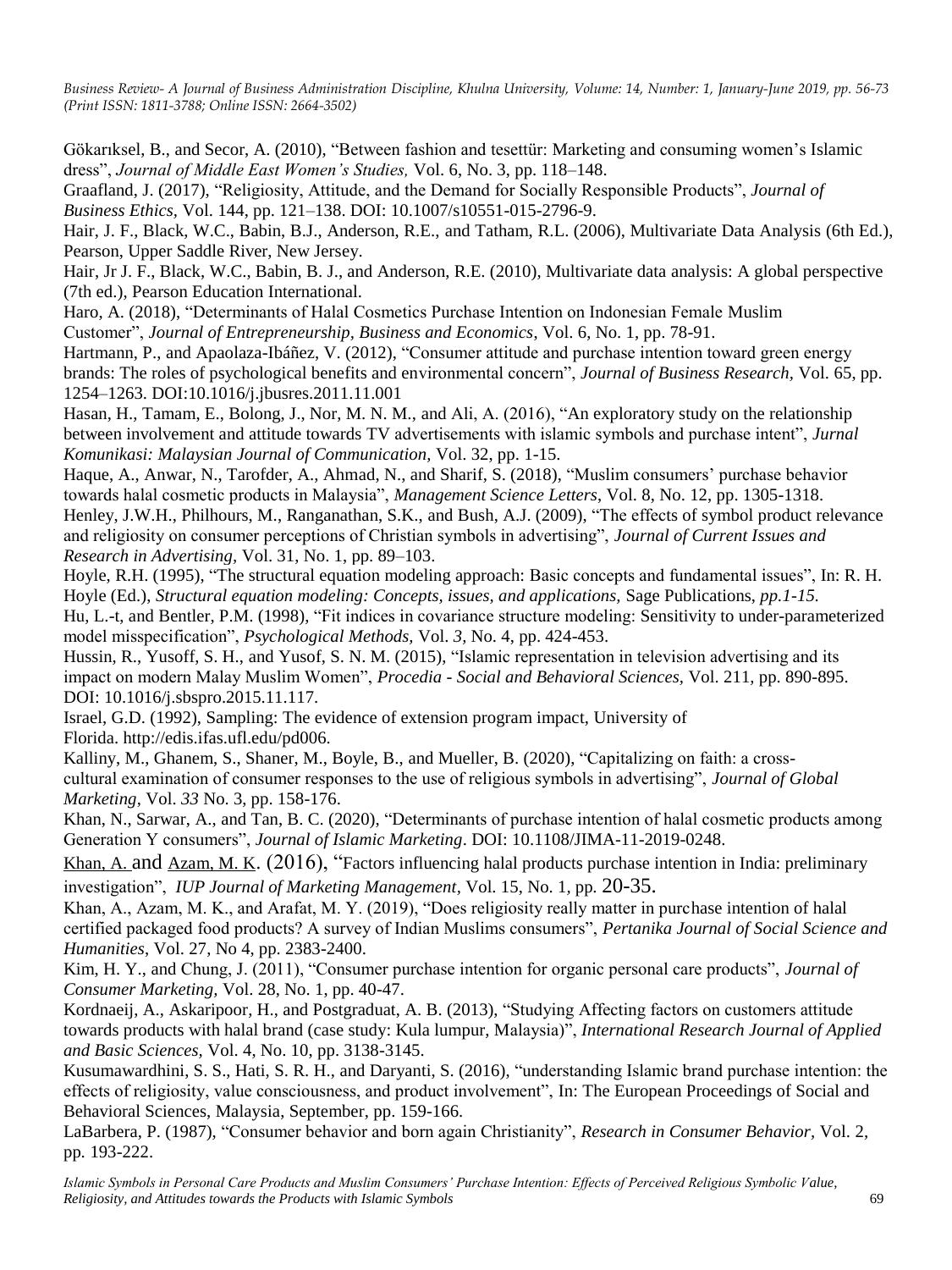Gökarıksel, B., and Secor, A. (2010), "Between fashion and tesettür: Marketing and consuming women's Islamic dress", *Journal of Middle East Women's Studies,* Vol. 6, No. 3, pp. 118–148.

Graafland, J. (2017), "Religiosity, Attitude, and the Demand for Socially Responsible Products", *Journal of Business Ethics,* Vol. 144, pp. 121–138. DOI: 10.1007/s10551-015-2796-9.

Hair, J. F., Black, W.C., Babin, B.J., Anderson, R.E., and Tatham, R.L. (2006), Multivariate Data Analysis (6th Ed.), Pearson, Upper Saddle River, New Jersey.

Hair, Jr J. F., Black, W.C., Babin, B. J., and Anderson, R.E. (2010), Multivariate data analysis: A global perspective (7th ed.), Pearson Education International.

Haro, A. (2018), "Determinants of Halal Cosmetics Purchase Intention on Indonesian Female Muslim Customer", *Journal of Entrepreneurship, Business and Economics*, Vol. 6, No. 1, pp. 78-91.

Hartmann, P., and Apaolaza-Ibáñez, V. (2012), "Consumer attitude and purchase intention toward green energy brands: The roles of psychological benefits and environmental concern", *Journal of Business Research,* Vol. 65, pp. 1254–1263. DOI:10.1016/j.jbusres.2011.11.001

Hasan, H., Tamam, E., Bolong, J., Nor, M. N. M., and Ali, A. (2016), "An exploratory study on the relationship between involvement and attitude towards TV advertisements with islamic symbols and purchase intent", *Jurnal Komunikasi: Malaysian Journal of Communication,* Vol. 32, pp. 1-15.

Haque, A., Anwar, N., Tarofder, A., Ahmad, N., and Sharif, S. (2018), "Muslim consumers' purchase behavior towards halal cosmetic products in Malaysia", *Management Science Letters*, Vol. 8, No. 12, pp. 1305-1318.

Henley, J.W.H., Philhours, M., Ranganathan, S.K., and Bush, A.J. (2009), "The effects of symbol product relevance and religiosity on consumer perceptions of Christian symbols in advertising", *Journal of Current Issues and Research in Advertising,* Vol. 31, No. 1, pp. 89–103.

Hoyle, R.H. (1995), "The structural equation modeling approach: Basic concepts and fundamental issues", In: R. H. Hoyle (Ed.), *Structural equation modeling: Concepts, issues, and applications,* Sage Publications, *pp.1-15.*

Hu, L.-t, and Bentler, P.M. (1998), "Fit indices in covariance structure modeling: Sensitivity to under-parameterized model misspecification", *Psychological Methods,* Vol. *3,* No. 4, pp. 424-453.

Hussin, R., Yusoff, S. H., and Yusof, S. N. M. (2015), "Islamic representation in television advertising and its impact on modern Malay Muslim Women", *Procedia - Social and Behavioral Sciences,* Vol. 211, pp. 890-895. DOI: 10.1016/j.sbspro.2015.11.117.

Israel, G.D. (1992), Sampling: The evidence of extension program impact, University of Florida. http://edis.ifas.ufl.edu/pd006.

Kalliny, M., Ghanem, S., Shaner, M., Boyle, B., and Mueller, B. (2020), "Capitalizing on faith: a cross-cultural examination of consumer responses to the use of religious symbols in advertising", *Journal of Global Marketing*, Vol. *33* No. 3, pp. 158-176.

Khan, N., Sarwar, A., and Tan, B. C. (2020), "Determinants of purchase intention of halal cosmetic products among Generation Y consumers", *Journal of Islamic Marketing*. DOI: 10.1108/JIMA-11-2019-0248.

Khan, A. and Azam, M. K. (2016), "Factors influencing halal products purchase intention in India: preliminary investigation", *IUP Journal of Marketing Management,* Vol. 15, No. 1, pp. 20-35.

Khan, A., Azam, M. K., and Arafat, M. Y. (2019), "Does religiosity really matter in purchase intention of halal certified packaged food products? A survey of Indian Muslims consumers", *Pertanika Journal of Social Science and Humanities*, Vol. 27, No 4, pp. 2383-2400.

Kim, H. Y., and Chung, J. (2011), "Consumer purchase intention for organic personal care products", *Journal of Consumer Marketing,* Vol. 28, No. 1, pp. 40-47.

Kordnaeij, A., Askaripoor, H., and Postgraduat, A. B. (2013), "Studying Affecting factors on customers attitude towards products with halal brand (case study: Kula lumpur, Malaysia)", *International Research Journal of Applied and Basic Sciences,* Vol. 4, No. 10, pp. 3138-3145.

Kusumawardhini, S. S., Hati, S. R. H., and Daryanti, S. (2016), "understanding Islamic brand purchase intention: the effects of religiosity, value consciousness, and product involvement", In: The European Proceedings of Social and Behavioral Sciences, Malaysia, September, pp. 159-166.

LaBarbera, P. (1987), "Consumer behavior and born again Christianity", *Research in Consumer Behavior,* Vol. 2, pp. 193-222.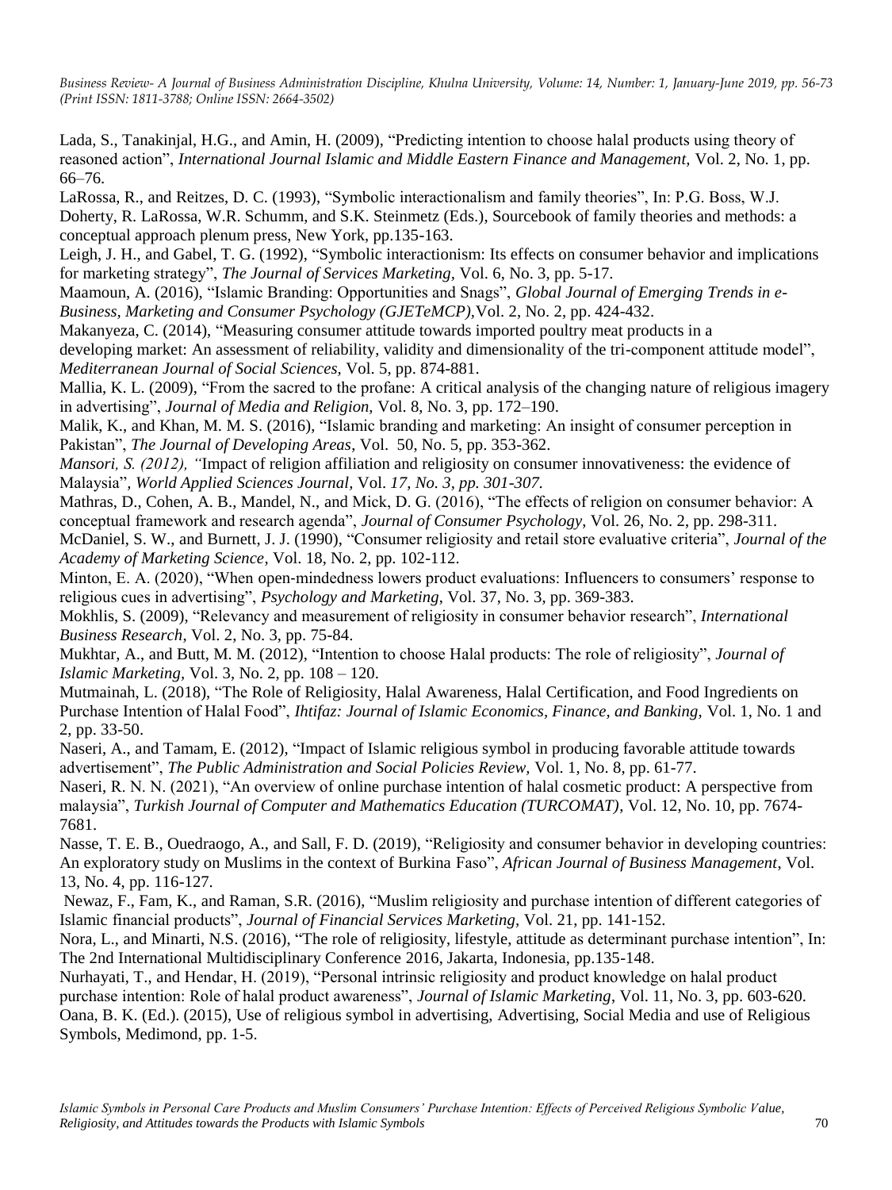Lada, S., Tanakinjal, H.G., and Amin, H. (2009), "Predicting intention to choose halal products using theory of reasoned action", *International Journal Islamic and Middle Eastern Finance and Management,* Vol. 2, No. 1, pp. 66–76.

LaRossa, R., and Reitzes, D. C. (1993), "Symbolic interactionalism and family theories", In: P.G. Boss, W.J. Doherty, R. LaRossa, W.R. Schumm, and S.K. Steinmetz (Eds.), Sourcebook of family theories and methods: a conceptual approach plenum press, New York, pp.135-163.

Leigh, J. H., and Gabel, T. G. (1992), "Symbolic interactionism: Its effects on consumer behavior and implications for marketing strategy", *The Journal of Services Marketing*, Vol. 6, No. 3, pp. 5-17.

Maamoun, A. (2016), "Islamic Branding: Opportunities and Snags", *Global Journal of Emerging Trends in e-Business, Marketing and Consumer Psychology (GJETeMCP),*Vol. 2, No. 2, pp. 424-432.

Makanyeza, C. (2014), "Measuring consumer attitude towards imported poultry meat products in a developing market: An assessment of reliability, validity and dimensionality of the tri-component attitude model", *Mediterranean Journal of Social Sciences,* Vol. 5, pp. 874-881.

Mallia, K. L. (2009), "From the sacred to the profane: A critical analysis of the changing nature of religious imagery in advertising", *Journal of Media and Religion,* Vol. 8, No. 3, pp. 172–190.

Malik, K., and Khan, M. M. S. (2016), "Islamic branding and marketing: An insight of consumer perception in Pakistan", *The Journal of Developing Areas*, Vol. 50, No. 5, pp. 353-362.

*Mansori, S. (2012), "*Impact of religion affiliation and religiosity on consumer innovativeness: the evidence of Malaysia", *World Applied Sciences Journal,* Vol. *17, No. 3, pp. 301-307.*

Mathras, D., Cohen, A. B., Mandel, N., and Mick, D. G. (2016), "The effects of religion on consumer behavior: A conceptual framework and research agenda", *Journal of Consumer Psychology*, Vol. 26, No. 2, pp. 298-311.

McDaniel, S. W., and Burnett, J. J. (1990), "Consumer religiosity and retail store evaluative criteria", *Journal of the Academy of Marketing Science,* Vol. 18, No. 2, pp. 102-112.

Minton, E. A. (2020), "When open-mindedness lowers product evaluations: Influencers to consumers' response to religious cues in advertising", *Psychology and Marketing*, Vol. 37, No. 3, pp. 369-383.

Mokhlis, S. (2009), "Relevancy and measurement of religiosity in consumer behavior research", *International Business Research*, Vol. 2, No. 3, pp. 75-84.

Mukhtar, A., and Butt, M. M. (2012), "Intention to choose Halal products: The role of religiosity", *Journal of Islamic Marketing,* Vol. 3, No. 2, pp. 108 – 120.

Mutmainah, L. (2018), "The Role of Religiosity, Halal Awareness, Halal Certification, and Food Ingredients on Purchase Intention of Halal Food", *Ihtifaz: Journal of Islamic Economics, Finance, and Banking,* Vol. 1, No. 1 and 2, pp. 33-50.

Naseri, A., and Tamam, E. (2012), "Impact of Islamic religious symbol in producing favorable attitude towards advertisement", *The Public Administration and Social Policies Review,* Vol. 1, No. 8, pp. 61-77.

Naseri, R. N. N. (2021), "An overview of online purchase intention of halal cosmetic product: A perspective from malaysia", *Turkish Journal of Computer and Mathematics Education (TURCOMAT)*, Vol. 12, No. 10, pp. 7674-7681.

Nasse, T. E. B., Ouedraogo, A., and Sall, F. D. (2019), "Religiosity and consumer behavior in developing countries: An exploratory study on Muslims in the context of Burkina Faso", *African Journal of Business Management*, Vol. 13, No. 4, pp. 116-127.

Newaz, F., Fam, K., and Raman, S.R. (2016), "Muslim religiosity and purchase intention of different categories of Islamic financial products", *Journal of Financial Services Marketing,* Vol. 21, pp. 141-152.

Nora, L., and Minarti, N.S. (2016), "The role of religiosity, lifestyle, attitude as determinant purchase intention", In: The 2nd International Multidisciplinary Conference 2016, Jakarta, Indonesia, pp.135-148.

Nurhayati, T., and Hendar, H. (2019), "Personal intrinsic religiosity and product knowledge on halal product purchase intention: Role of halal product awareness", *Journal of Islamic Marketing*, Vol. 11, No. 3, pp. 603-620.

Oana, B. K. (Ed.). (2015), Use of religious symbol in advertising, Advertising, Social Media and use of Religious Symbols, Medimond, pp. 1-5.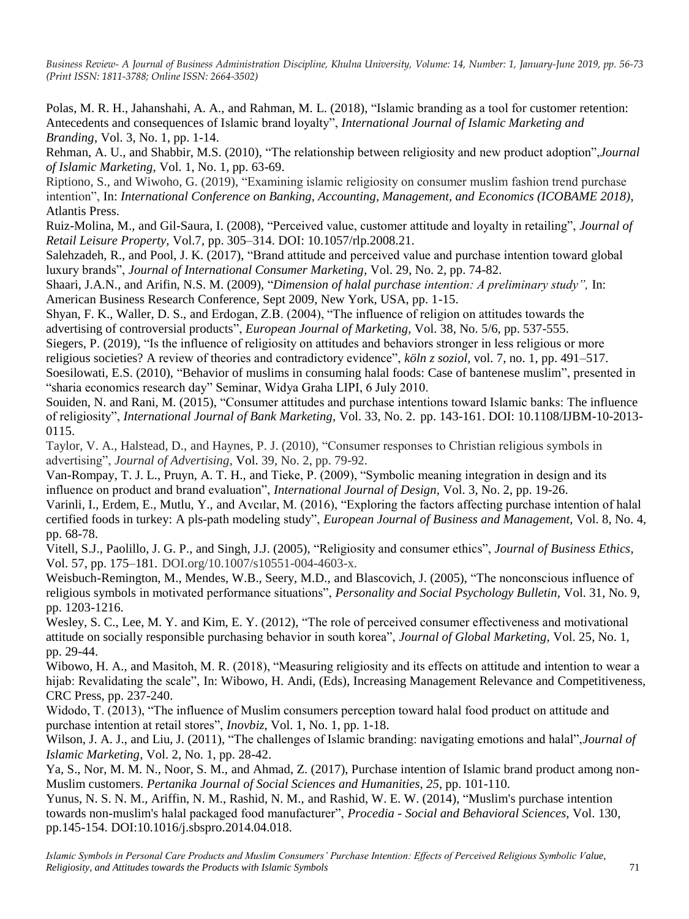Polas, M. R. H., Jahanshahi, A. A., and Rahman, M. L. (2018), "Islamic branding as a tool for customer retention: Antecedents and consequences of Islamic brand loyalty", *International Journal of Islamic Marketing and Branding*, Vol. 3, No. 1, pp. 1-14.

Rehman, A. U., and Shabbir, M.S. (2010), "The relationship between religiosity and new product adoption",*Journal of Islamic Marketing,* Vol. 1, No. 1, pp. 63-69.

Riptiono, S., and Wiwoho, G. (2019), "Examining islamic religiosity on consumer muslim fashion trend purchase intention", In: *International Conference on Banking, Accounting, Management, and Economics (ICOBAME 2018),* Atlantis Press.

Ruiz-Molina, M., and Gil-Saura, I. (2008), "Perceived value, customer attitude and loyalty in retailing", *Journal of Retail Leisure Property,* Vol.7, pp. 305–314. DOI: 10.1057/rlp.2008.21.

Salehzadeh, R., and Pool, J. K. (2017), "Brand attitude and perceived value and purchase intention toward global luxury brands", *Journal of International Consumer Marketing*, Vol. 29, No. 2, pp. 74-82.

Shaari, J.A.N., and Arifin, N.S. M. (2009), "*Dimension of halal purchase intention: A preliminary study",* In: American Business Research Conference, Sept 2009, New York, USA, pp. 1-15.

Shyan, F. K., Waller, D. S., and Erdogan, Z.B. (2004), "The influence of religion on attitudes towards the advertising of controversial products", *European Journal of Marketing,* Vol. 38, No. 5/6, pp. 537-555.

Siegers, P. (2019), "Is the influence of religiosity on attitudes and behaviors stronger in less religious or more religious societies? A review of theories and contradictory evidence", *köln z soziol,* vol. 7, no. 1, pp. 491–517.

Soesilowati, E.S. (2010), "Behavior of muslims in consuming halal foods: Case of bantenese muslim", presented in "sharia economics research day" Seminar, Widya Graha LIPI, 6 July 2010.

Souiden, N. and Rani, M. (2015), "Consumer attitudes and purchase intentions toward Islamic banks: The influence of religiosity", *International Journal of Bank Marketing,* Vol. 33, No. 2. pp. 143-161. DOI: 10.1108/IJBM-10-2013-0115.

Taylor, V. A., Halstead, D., and Haynes, P. J. (2010), "Consumer responses to Christian religious symbols in advertising", *Journal of Advertising*, Vol. 39, No. 2, pp. 79-92.

Van-Rompay, T. J. L., Pruyn, A. T. H., and Tieke, P. (2009), "Symbolic meaning integration in design and its influence on product and brand evaluation", *International Journal of Design,* Vol. 3, No. 2, pp. 19-26.

Varinli, I., Erdem, E., Mutlu, Y., and Avcılar, M. (2016), "Exploring the factors affecting purchase intention of halal certified foods in turkey: A pls-path modeling study", *European Journal of Business and Management,* Vol. 8, No. 4, pp. 68-78.

Vitell, S.J., Paolillo, J. G. P., and Singh, J.J. (2005), "Religiosity and consumer ethics", *Journal of Business Ethics*, Vol. 57, pp. 175–181. DOI.org/10.1007/s10551-004-4603-x.

Weisbuch-Remington, M., Mendes, W.B., Seery, M.D., and Blascovich, J. (2005), "The nonconscious influence of religious symbols in motivated performance situations", *Personality and Social Psychology Bulletin,* Vol. 31, No. 9, pp. 1203-1216.

Wesley, S. C., Lee, M. Y. and Kim, E. Y. (2012), "The role of perceived consumer effectiveness and motivational attitude on socially responsible purchasing behavior in south korea", *Journal of Global Marketing,* Vol. 25, No. 1, pp. 29-44.

Wibowo, H. A., and Masitoh, M. R. (2018), "Measuring religiosity and its effects on attitude and intention to wear a hijab: Revalidating the scale", In: Wibowo, H. Andi, (Eds), Increasing Management Relevance and Competitiveness, CRC Press, pp. 237-240.

Widodo, T. (2013), "The influence of Muslim consumers perception toward halal food product on attitude and purchase intention at retail stores", *Inovbiz,* Vol. 1, No. 1, pp. 1-18.

Wilson, J. A. J., and Liu, J. (2011), "The challenges of Islamic branding: navigating emotions and halal",*Journal of Islamic Marketing,* Vol. 2, No. 1, pp. 28-42.

Ya, S., Nor, M. M. N., Noor, S. M., and Ahmad, Z. (2017), Purchase intention of Islamic brand product among non-Muslim customers. *Pertanika Journal of Social Sciences and Humanities*, *25*, pp. 101-110.

Yunus, N. S. N. M., Ariffin, N. M., Rashid, N. M., and Rashid, W. E. W. (2014), "Muslim's purchase intention towards non-muslim's halal packaged food manufacturer", *Procedia - Social and Behavioral Sciences,* Vol. 130, pp.145-154. DOI:10.1016/j.sbspro.2014.04.018.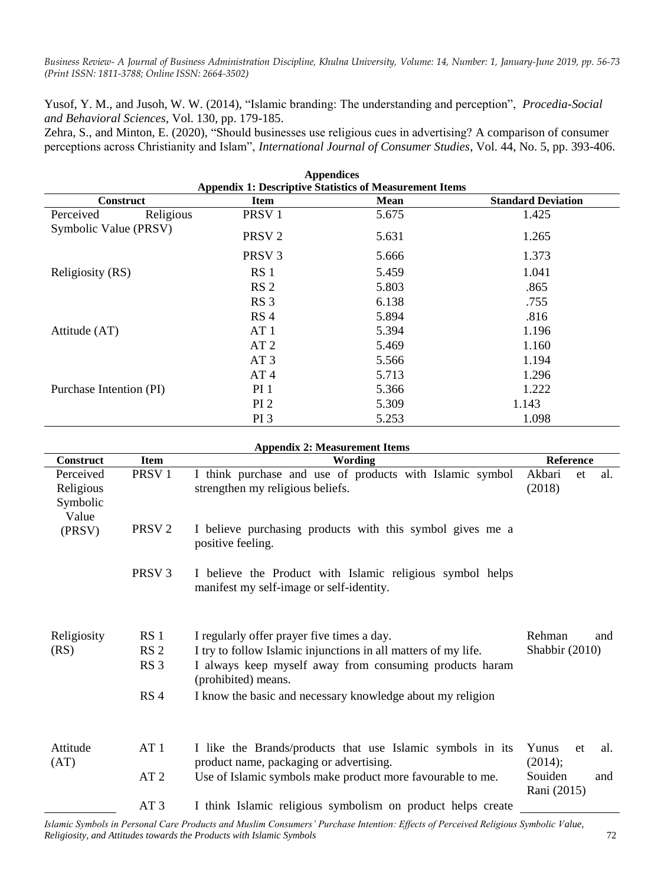Yusof, Y. M., and Jusoh, W. W. (2014), "Islamic branding: The understanding and perception", *Procedia-Social and Behavioral Sciences*, Vol. 130, pp. 179-185.

Zehra, S., and Minton, E. (2020), "Should businesses use religious cues in advertising? A comparison of consumer perceptions across Christianity and Islam", *International Journal of Consumer Studies*, Vol. 44, No. 5, pp. 393-406.

## Appendices

**Appendix 1: Descriptive Statistics of Measurement Items**

| Construct | Item | Mean | Standard Deviation |
|---|---|---|---|
| Perceived Religious Symbolic Value (PRSV) | PRSV 1 | 5.675 | 1.425 |
| | PRSV 2 | 5.631 | 1.265 |
| | PRSV 3 | 5.666 | 1.373 |
| Religiosity (RS) | RS 1 | 5.459 | 1.041 |
| | RS 2 | 5.803 | .865 |
| | RS 3 | 6.138 | .755 |
| | RS 4 | 5.894 | .816 |
| Attitude (AT) | AT 1 | 5.394 | 1.196 |
| | AT 2 | 5.469 | 1.160 |
| | AT 3 | 5.566 | 1.194 |
| | AT 4 | 5.713 | 1.296 |
| Purchase Intention (PI) | PI 1 | 5.366 | 1.222 |
| | PI 2 | 5.309 | 1.143 |
| | PI 3 | 5.253 | 1.098 |

**Appendix 2: Measurement Items**

| Construct | Item | Wording | Reference |
|---|---|---|---|
| Perceived Religious Symbolic Value (PRSV) | PRSV 1 | I think purchase and use of products with Islamic symbol strengthen my religious beliefs. | Akbari et al. (2018) |
| | PRSV 2 | I believe purchasing products with this symbol gives me a positive feeling. | |
| | PRSV 3 | I believe the Product with Islamic religious symbol helps manifest my self-image or self-identity. | |
| Religiosity (RS) | RS 1 | I regularly offer prayer five times a day. | Rehman and Shabbir (2010) |
| | RS 2 | I try to follow Islamic injunctions in all matters of my life. | |
| | RS 3 | I always keep myself away from consuming products haram (prohibited) means. | |
| | RS 4 | I know the basic and necessary knowledge about my religion | |
| Attitude (AT) | AT 1 | I like the Brands/products that use Islamic symbols in its product name, packaging or advertising. | Yunus et al. (2014); |
| | AT 2 | Use of Islamic symbols make product more favourable to me. | Souiden and Rani (2015) |
| | AT 3 | I think Islamic religious symbolism on product helps create | |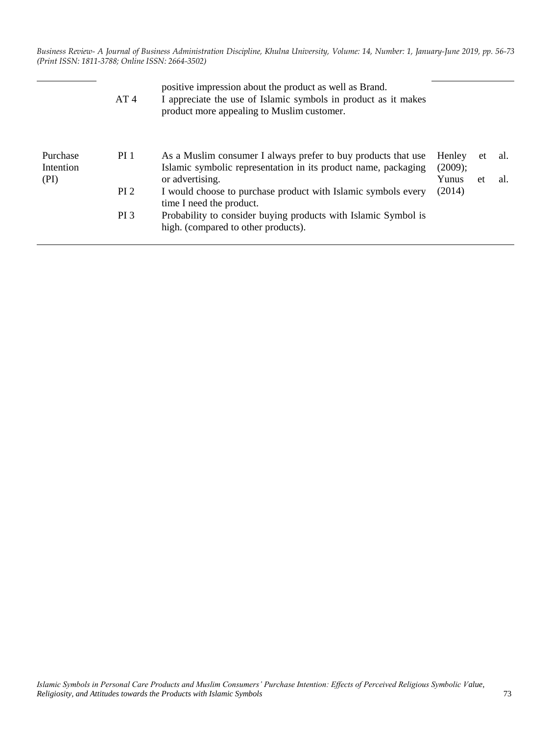| | | | |
|---|---|---|---|
| | AT 4 | positive impression about the product as well as Brand. I appreciate the use of Islamic symbols in product as it makes product more appealing to Muslim customer. | |
| Purchase Intention (PI) | PI 1 | As a Muslim consumer I always prefer to buy products that use Islamic symbolic representation in its product name, packaging or advertising. | Henley et al. (2009); Yunus et al. (2014) |
| | PI 2 | I would choose to purchase product with Islamic symbols every time I need the product. | |
| | PI 3 | Probability to consider buying products with Islamic Symbol is high. (compared to other products). | |